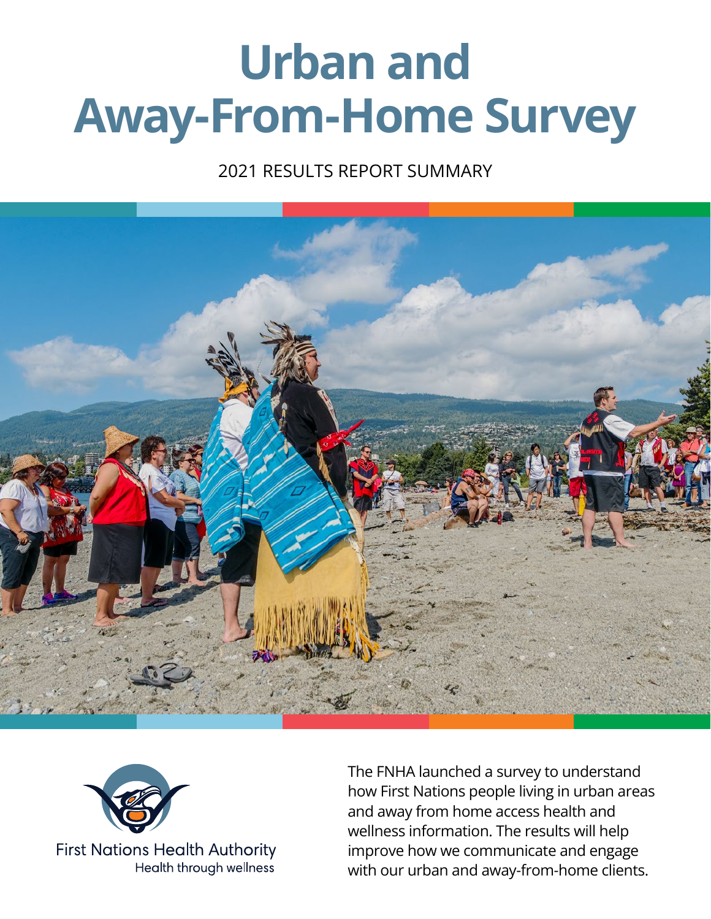# Urban and Away-From-Home Survey

2021 RESULTS REPORT SUMMARY

First Nations Health Authority
Health through wellness

The FNHA launched a survey to understand how First Nations people living in urban areas and away from home access health and wellness information. The results will help improve how we communicate and engage with our urban and away-from-home clients.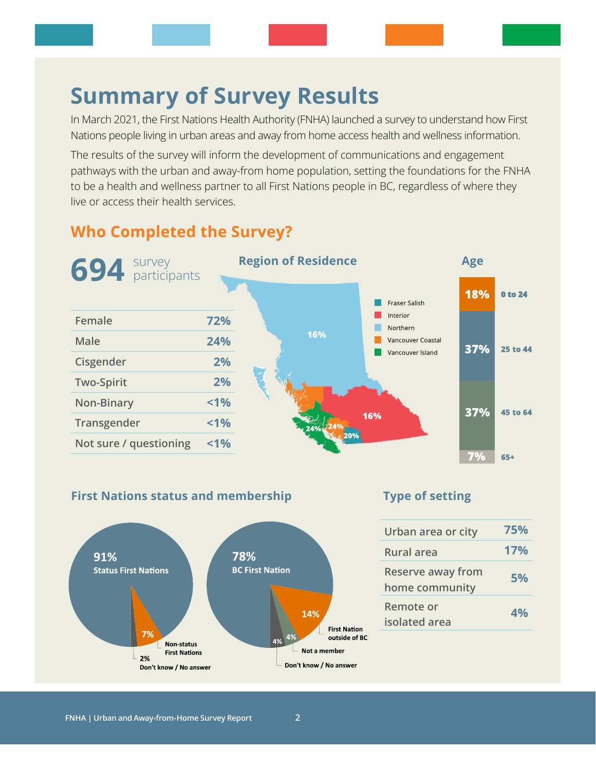# Summary of Survey Results

In March 2021, the First Nations Health Authority (FNHA) launched a survey to understand how First Nations people living in urban areas and away from home access health and wellness information.

The results of the survey will inform the development of communications and engagement pathways with the urban and away-from home population, setting the foundations for the FNHA to be a health and wellness partner to all First Nations people in BC, regardless of where they live or access their health services.

## Who Completed the Survey?

**694** survey participants

| | |
|---|---|
| Female | 72% |
| Male | 24% |
| Cisgender | 2% |
| Two-Spirit | 2% |
| Non-Binary | <1% |
| Transgender | <1% |
| Not sure / questioning | <1% |

### Region of Residence

| Region | % |
|---|---|
| Fraser Salish | 20% |
| Interior | 16% |
| Northern | 16% |
| Vancouver Coastal | 24% |
| Vancouver Island | 24% |

### Age

| Age | % |
|---|---|
| 0 to 24 | 18% |
| 25 to 44 | 37% |
| 45 to 64 | 37% |
| 65+ | 7% |

### First Nations status and membership

| Status | % |
|---|---|
| Status First Nations | 91% |
| Non-status First Nations | 7% |
| Don't know / No answer | 2% |

| Membership | % |
|---|---|
| BC First Nation | 78% |
| First Nation outside of BC | 14% |
| Not a member | 4% |
| Don't know / No answer | 4% |

### Type of setting

| | |
|---|---|
| Urban area or city | 75% |
| Rural area | 17% |
| Reserve away from home community | 5% |
| Remote or isolated area | 4% |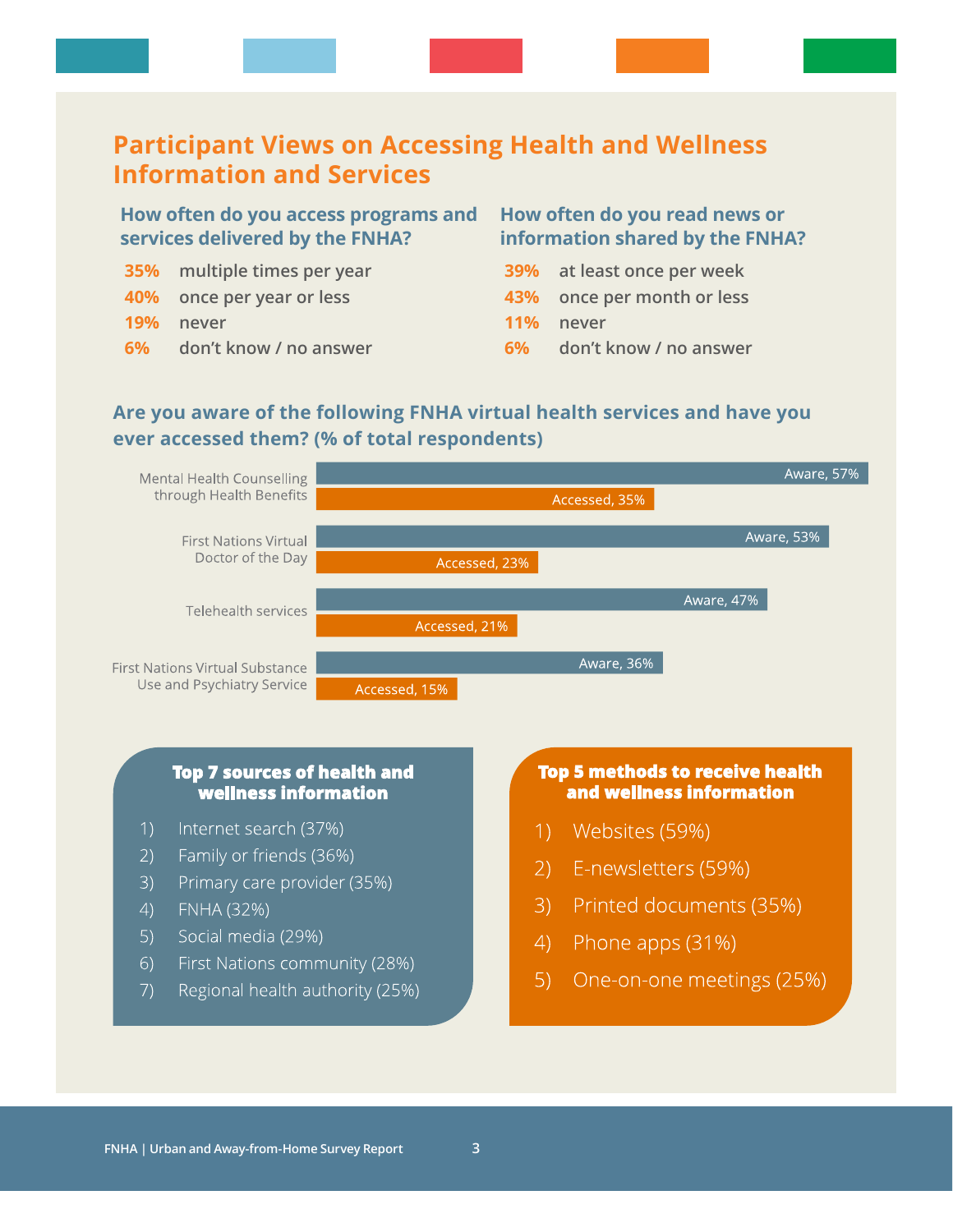## Participant Views on Accessing Health and Wellness Information and Services

### How often do you access programs and services delivered by the FNHA?

- **35%** multiple times per year
- **40%** once per year or less
- **19%** never
- **6%** don't know / no answer

### How often do you read news or information shared by the FNHA?

- **39%** at least once per week
- **43%** once per month or less
- **11%** never
- **6%** don't know / no answer

### Are you aware of the following FNHA virtual health services and have you ever accessed them? (% of total respondents)

| Service | Aware | Accessed |
|---|---|---|
| Mental Health Counselling through Health Benefits | 57% | 35% |
| First Nations Virtual Doctor of the Day | 53% | 23% |
| Telehealth services | 47% | 21% |
| First Nations Virtual Substance Use and Psychiatry Service | 36% | 15% |

### Top 7 sources of health and wellness information

1) Internet search (37%)
2) Family or friends (36%)
3) Primary care provider (35%)
4) FNHA (32%)
5) Social media (29%)
6) First Nations community (28%)
7) Regional health authority (25%)

### Top 5 methods to receive health and wellness information

1) Websites (59%)
2) E-newsletters (59%)
3) Printed documents (35%)
4) Phone apps (31%)
5) One-on-one meetings (25%)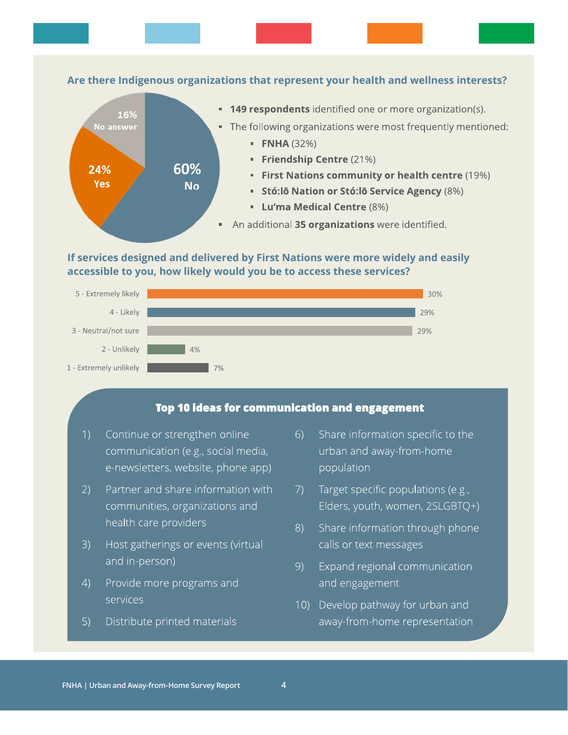## Are there Indigenous organizations that represent your health and wellness interests?

- 60% No
- 24% Yes
- 16% No answer

- **149 respondents** identified one or more organization(s).
- The following organizations were most frequently mentioned:
  - **FNHA** (32%)
  - **Friendship Centre** (21%)
  - **First Nations community or health centre** (19%)
  - **Stó:lō Nation or Stó:lō Service Agency** (8%)
  - **Lu'ma Medical Centre** (8%)
- An additional **35 organizations** were identified.

## If services designed and delivered by First Nations were more widely and easily accessible to you, how likely would you be to access these services?

| Response | % |
|---|---|
| 5 - Extremely likely | 30% |
| 4 - Likely | 29% |
| 3 - Neutral/not sure | 29% |
| 2 - Unlikely | 4% |
| 1 - Extremely unlikely | 7% |

## Top 10 ideas for communication and engagement

1) Continue or strengthen online communication (e.g., social media, e-newsletters, website, phone app)
2) Partner and share information with communities, organizations and health care providers
3) Host gatherings or events (virtual and in-person)
4) Provide more programs and services
5) Distribute printed materials
6) Share information specific to the urban and away-from-home population
7) Target specific populations (e.g., Elders, youth, women, 2SLGBTQ+)
8) Share information through phone calls or text messages
9) Expand regional communication and engagement
10) Develop pathway for urban and away-from-home representation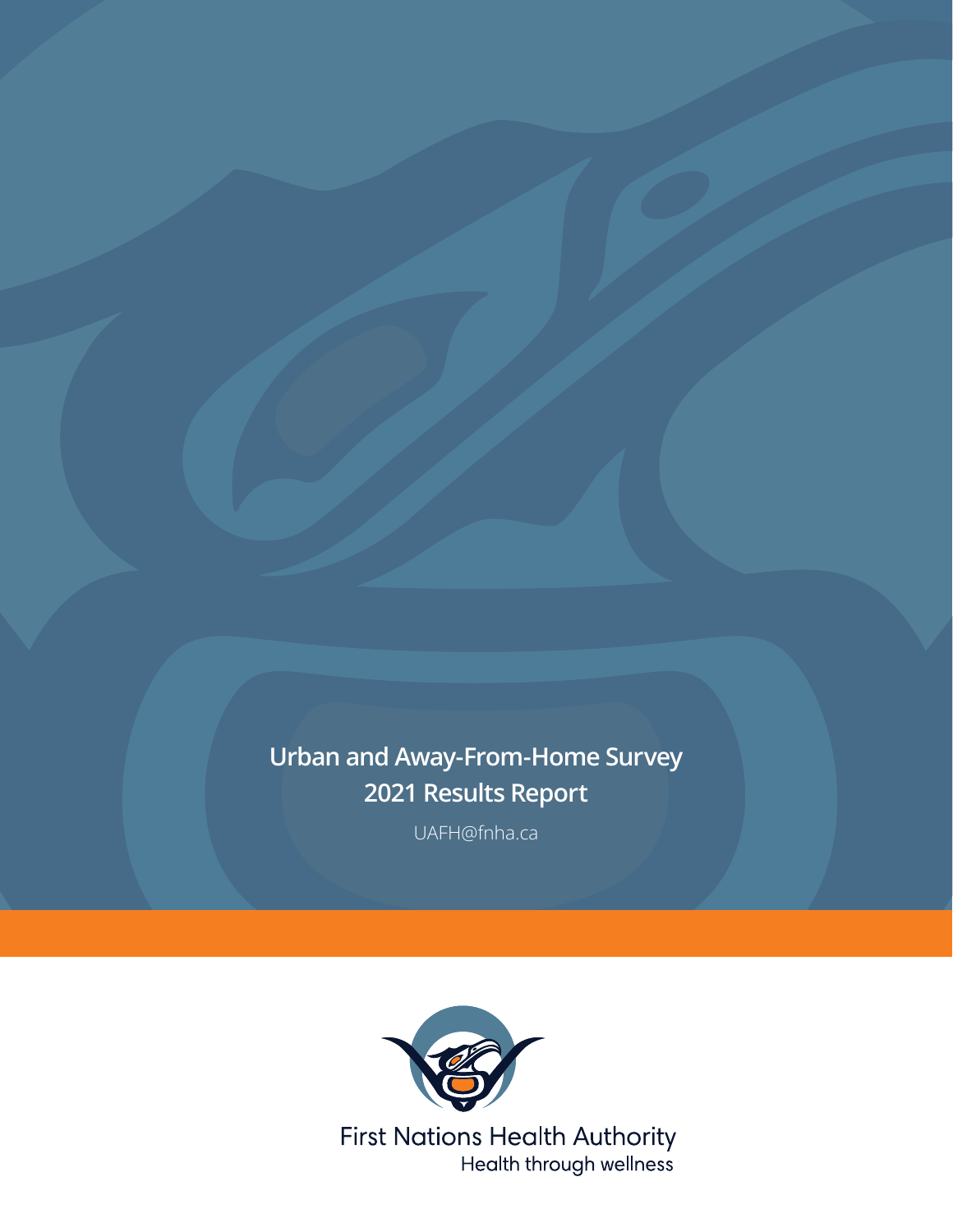# Urban and Away-From-Home Survey 2021 Results Report

UAFH@fnha.ca

First Nations Health Authority

Health through wellness